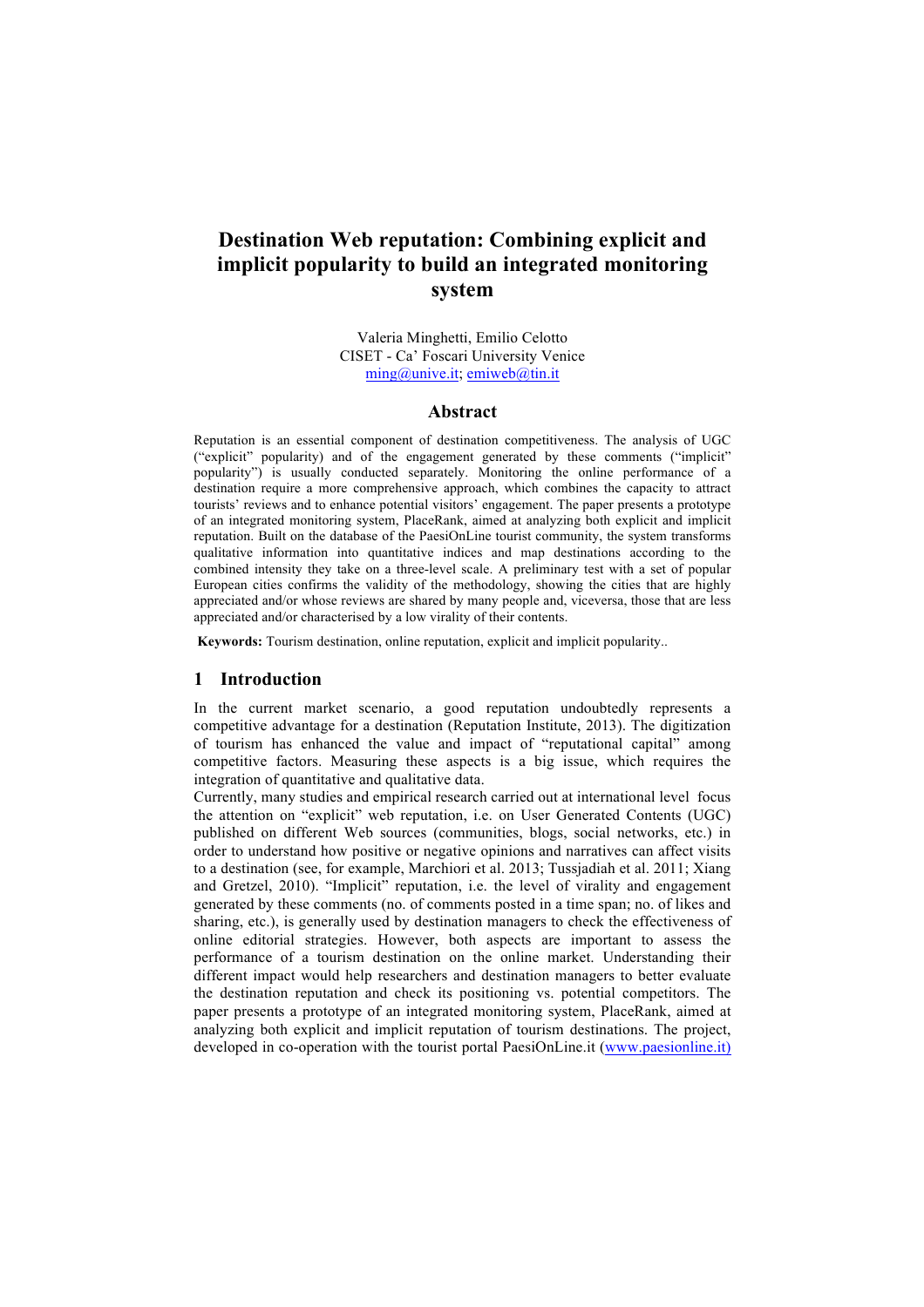# Destination Web reputation: Combining explicit and implicit popularity to build an integrated monitoring system

Valeria Minghetti, Emilio Celotto
CISET - Ca' Foscari University Venice
ming@unive.it; emiweb@tin.it

## Abstract

Reputation is an essential component of destination competitiveness. The analysis of UGC ("explicit" popularity) and of the engagement generated by these comments ("implicit" popularity") is usually conducted separately. Monitoring the online performance of a destination require a more comprehensive approach, which combines the capacity to attract tourists' reviews and to enhance potential visitors' engagement. The paper presents a prototype of an integrated monitoring system, PlaceRank, aimed at analyzing both explicit and implicit reputation. Built on the database of the PaesiOnLine tourist community, the system transforms qualitative information into quantitative indices and map destinations according to the combined intensity they take on a three-level scale. A preliminary test with a set of popular European cities confirms the validity of the methodology, showing the cities that are highly appreciated and/or whose reviews are shared by many people and, viceversa, those that are less appreciated and/or characterised by a low virality of their contents.

**Keywords:** Tourism destination, online reputation, explicit and implicit popularity..

## 1 Introduction

In the current market scenario, a good reputation undoubtedly represents a competitive advantage for a destination (Reputation Institute, 2013). The digitization of tourism has enhanced the value and impact of "reputational capital" among competitive factors. Measuring these aspects is a big issue, which requires the integration of quantitative and qualitative data.

Currently, many studies and empirical research carried out at international level focus the attention on "explicit" web reputation, i.e. on User Generated Contents (UGC) published on different Web sources (communities, blogs, social networks, etc.) in order to understand how positive or negative opinions and narratives can affect visits to a destination (see, for example, Marchiori et al. 2013; Tussjadiah et al. 2011; Xiang and Gretzel, 2010). "Implicit" reputation, i.e. the level of virality and engagement generated by these comments (no. of comments posted in a time span; no. of likes and sharing, etc.), is generally used by destination managers to check the effectiveness of online editorial strategies. However, both aspects are important to assess the performance of a tourism destination on the online market. Understanding their different impact would help researchers and destination managers to better evaluate the destination reputation and check its positioning vs. potential competitors. The paper presents a prototype of an integrated monitoring system, PlaceRank, aimed at analyzing both explicit and implicit reputation of tourism destinations. The project, developed in co-operation with the tourist portal PaesiOnLine.it (www.paesionline.it)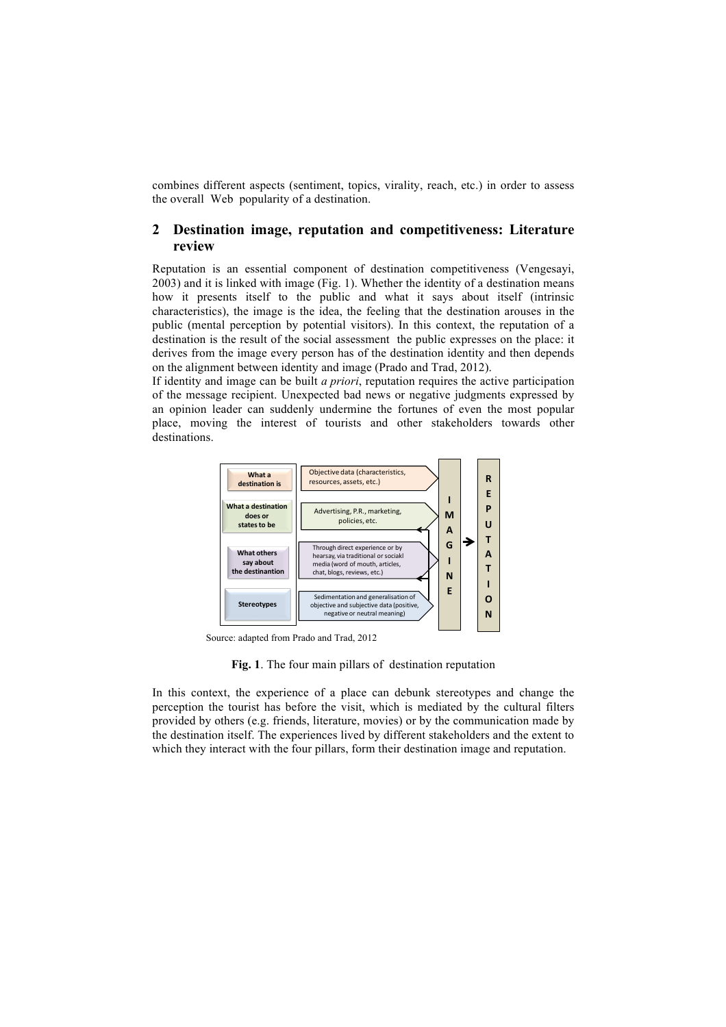combines different aspects (sentiment, topics, virality, reach, etc.) in order to assess the overall Web popularity of a destination.

## 2 Destination image, reputation and competitiveness: Literature review

Reputation is an essential component of destination competitiveness (Vengesayi, 2003) and it is linked with image (Fig. 1). Whether the identity of a destination means how it presents itself to the public and what it says about itself (intrinsic characteristics), the image is the idea, the feeling that the destination arouses in the public (mental perception by potential visitors). In this context, the reputation of a destination is the result of the social assessment the public expresses on the place: it derives from the image every person has of the destination identity and then depends on the alignment between identity and image (Prado and Trad, 2012).

If identity and image can be built *a priori*, reputation requires the active participation of the message recipient. Unexpected bad news or negative judgments expressed by an opinion leader can suddenly undermine the fortunes of even the most popular place, moving the interest of tourists and other stakeholders towards other destinations.

| Pillar | Description |
| --- | --- |
| What a destination is | Objective data (characteristics, resources, assets, etc.) |
| What a destination does or states to be | Advertising, P.R., marketing, policies, etc. |
| What others say about the destinantion | Through direct experience or by hearsay, via traditional or sociakl media (word of mouth, articles, chat, blogs, reviews, etc.) |
| Stereotypes | Sedimentation and generalisation of objective and subjective data (positive, negative or neutral meaning) |

IMAGINE → REPUTATION

Source: adapted from Prado and Trad, 2012

**Fig. 1**. The four main pillars of destination reputation

In this context, the experience of a place can debunk stereotypes and change the perception the tourist has before the visit, which is mediated by the cultural filters provided by others (e.g. friends, literature, movies) or by the communication made by the destination itself. The experiences lived by different stakeholders and the extent to which they interact with the four pillars, form their destination image and reputation.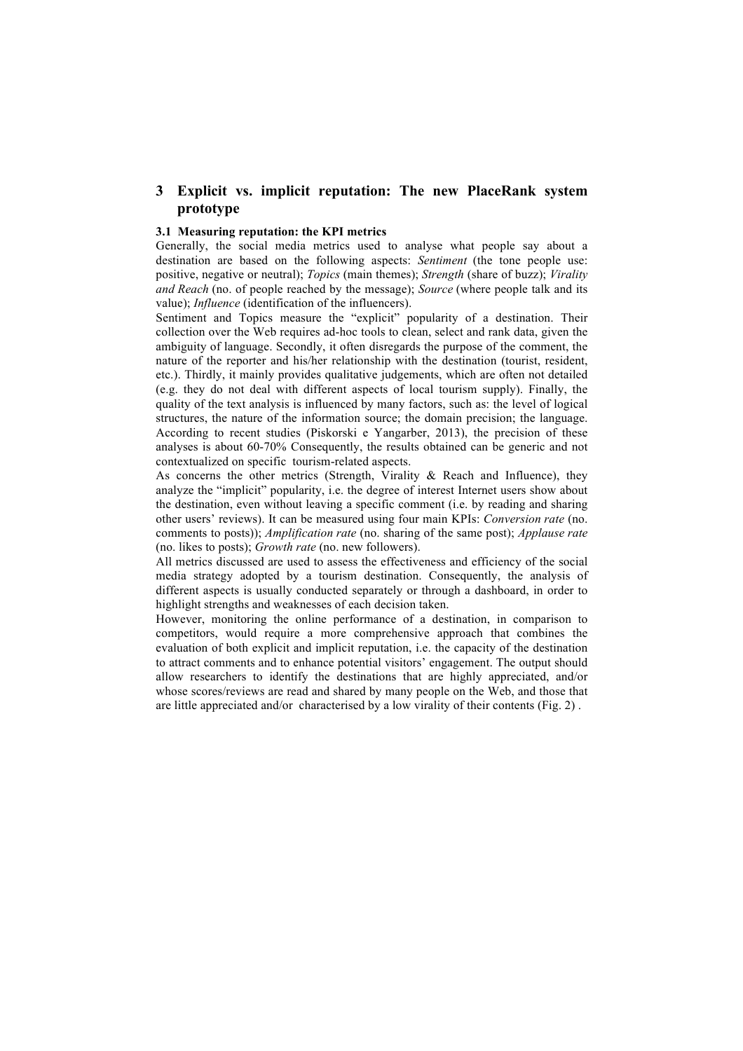# 3 Explicit vs. implicit reputation: The new PlaceRank system prototype

## 3.1 Measuring reputation: the KPI metrics

Generally, the social media metrics used to analyse what people say about a destination are based on the following aspects: *Sentiment* (the tone people use: positive, negative or neutral); *Topics* (main themes); *Strength* (share of buzz); *Virality and Reach* (no. of people reached by the message); *Source* (where people talk and its value); *Influence* (identification of the influencers).

Sentiment and Topics measure the "explicit" popularity of a destination. Their collection over the Web requires ad-hoc tools to clean, select and rank data, given the ambiguity of language. Secondly, it often disregards the purpose of the comment, the nature of the reporter and his/her relationship with the destination (tourist, resident, etc.). Thirdly, it mainly provides qualitative judgements, which are often not detailed (e.g. they do not deal with different aspects of local tourism supply). Finally, the quality of the text analysis is influenced by many factors, such as: the level of logical structures, the nature of the information source; the domain precision; the language. According to recent studies (Piskorski e Yangarber, 2013), the precision of these analyses is about 60-70% Consequently, the results obtained can be generic and not contextualized on specific tourism-related aspects.

As concerns the other metrics (Strength, Virality & Reach and Influence), they analyze the "implicit" popularity, i.e. the degree of interest Internet users show about the destination, even without leaving a specific comment (i.e. by reading and sharing other users' reviews). It can be measured using four main KPIs: *Conversion rate* (no. comments to posts)); *Amplification rate* (no. sharing of the same post); *Applause rate* (no. likes to posts); *Growth rate* (no. new followers).

All metrics discussed are used to assess the effectiveness and efficiency of the social media strategy adopted by a tourism destination. Consequently, the analysis of different aspects is usually conducted separately or through a dashboard, in order to highlight strengths and weaknesses of each decision taken.

However, monitoring the online performance of a destination, in comparison to competitors, would require a more comprehensive approach that combines the evaluation of both explicit and implicit reputation, i.e. the capacity of the destination to attract comments and to enhance potential visitors' engagement. The output should allow researchers to identify the destinations that are highly appreciated, and/or whose scores/reviews are read and shared by many people on the Web, and those that are little appreciated and/or characterised by a low virality of their contents (Fig. 2) .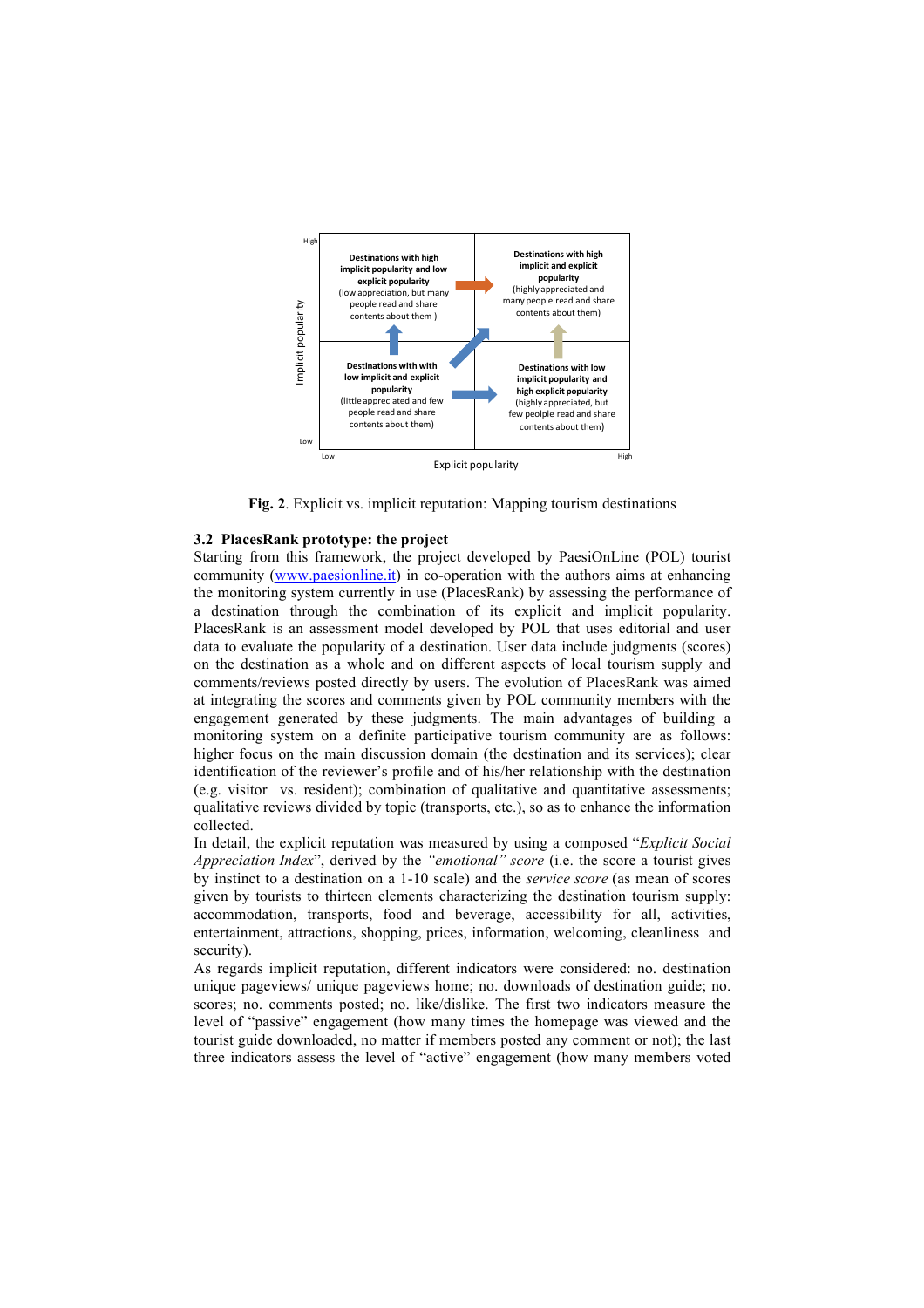Implicit popularity (High / Low) vs. Explicit popularity (Low / High)

**Destinations with high implicit popularity and low explicit popularity** (low appreciation, but many people read and share contents about them )

**Destinations with high implicit and explicit popularity** (highly appreciated and many people read and share contents about them)

**Destinations with with low implicit and explicit popularity** (little appreciated and few people read and share contents about them)

**Destinations with low implicit popularity and high explicit popularity** (highly appreciated, but few peolple read and share contents about them)

**Fig. 2**. Explicit vs. implicit reputation: Mapping tourism destinations

### 3.2 PlacesRank prototype: the project

Starting from this framework, the project developed by PaesiOnLine (POL) tourist community (www.paesionline.it) in co-operation with the authors aims at enhancing the monitoring system currently in use (PlacesRank) by assessing the performance of a destination through the combination of its explicit and implicit popularity. PlacesRank is an assessment model developed by POL that uses editorial and user data to evaluate the popularity of a destination. User data include judgments (scores) on the destination as a whole and on different aspects of local tourism supply and comments/reviews posted directly by users. The evolution of PlacesRank was aimed at integrating the scores and comments given by POL community members with the engagement generated by these judgments. The main advantages of building a monitoring system on a definite participative tourism community are as follows: higher focus on the main discussion domain (the destination and its services); clear identification of the reviewer's profile and of his/her relationship with the destination (e.g. visitor vs. resident); combination of qualitative and quantitative assessments; qualitative reviews divided by topic (transports, etc.), so as to enhance the information collected.

In detail, the explicit reputation was measured by using a composed "*Explicit Social Appreciation Index*", derived by the *"emotional" score* (i.e. the score a tourist gives by instinct to a destination on a 1-10 scale) and the *service score* (as mean of scores given by tourists to thirteen elements characterizing the destination tourism supply: accommodation, transports, food and beverage, accessibility for all, activities, entertainment, attractions, shopping, prices, information, welcoming, cleanliness and security).

As regards implicit reputation, different indicators were considered: no. destination unique pageviews/ unique pageviews home; no. downloads of destination guide; no. scores; no. comments posted; no. like/dislike. The first two indicators measure the level of "passive" engagement (how many times the homepage was viewed and the tourist guide downloaded, no matter if members posted any comment or not); the last three indicators assess the level of "active" engagement (how many members voted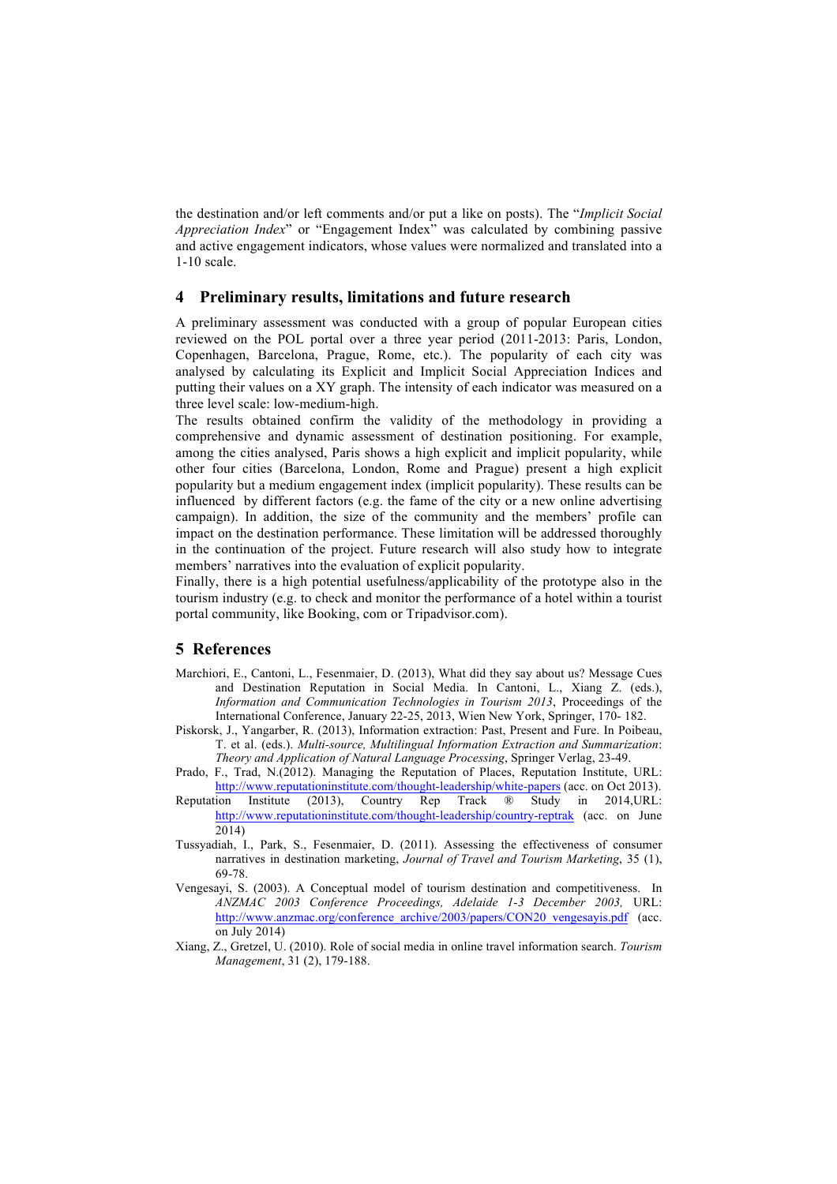the destination and/or left comments and/or put a like on posts). The "*Implicit Social Appreciation Index*" or "Engagement Index" was calculated by combining passive and active engagement indicators, whose values were normalized and translated into a 1-10 scale.

## 4 Preliminary results, limitations and future research

A preliminary assessment was conducted with a group of popular European cities reviewed on the POL portal over a three year period (2011-2013: Paris, London, Copenhagen, Barcelona, Prague, Rome, etc.). The popularity of each city was analysed by calculating its Explicit and Implicit Social Appreciation Indices and putting their values on a XY graph. The intensity of each indicator was measured on a three level scale: low-medium-high.

The results obtained confirm the validity of the methodology in providing a comprehensive and dynamic assessment of destination positioning. For example, among the cities analysed, Paris shows a high explicit and implicit popularity, while other four cities (Barcelona, London, Rome and Prague) present a high explicit popularity but a medium engagement index (implicit popularity). These results can be influenced by different factors (e.g. the fame of the city or a new online advertising campaign). In addition, the size of the community and the members' profile can impact on the destination performance. These limitation will be addressed thoroughly in the continuation of the project. Future research will also study how to integrate members' narratives into the evaluation of explicit popularity.

Finally, there is a high potential usefulness/applicability of the prototype also in the tourism industry (e.g. to check and monitor the performance of a hotel within a tourist portal community, like Booking, com or Tripadvisor.com).

## 5 References

Marchiori, E., Cantoni, L., Fesenmaier, D. (2013), What did they say about us? Message Cues and Destination Reputation in Social Media. In Cantoni, L., Xiang Z. (eds.), *Information and Communication Technologies in Tourism 2013*, Proceedings of the International Conference, January 22-25, 2013, Wien New York, Springer, 170- 182.

Piskorsk, J., Yangarber, R. (2013), Information extraction: Past, Present and Fure. In Poibeau, T. et al. (eds.). *Multi-source, Multilingual Information Extraction and Summarization*: *Theory and Application of Natural Language Processing*, Springer Verlag, 23-49.

Prado, F., Trad, N.(2012). Managing the Reputation of Places, Reputation Institute, URL: http://www.reputationinstitute.com/thought-leadership/white-papers (acc. on Oct 2013).

Reputation Institute (2013), Country Rep Track ® Study in 2014,URL: http://www.reputationinstitute.com/thought-leadership/country-reptrak (acc. on June 2014)

Tussyadiah, I., Park, S., Fesenmaier, D. (2011). Assessing the effectiveness of consumer narratives in destination marketing, *Journal of Travel and Tourism Marketing*, 35 (1), 69-78.

Vengesayi, S. (2003). A Conceptual model of tourism destination and competitiveness. In *ANZMAC 2003 Conference Proceedings, Adelaide 1-3 December 2003,* URL: http://www.anzmac.org/conference_archive/2003/papers/CON20_vengesayis.pdf (acc. on July 2014)

Xiang, Z., Gretzel, U. (2010). Role of social media in online travel information search. *Tourism Management*, 31 (2), 179-188.